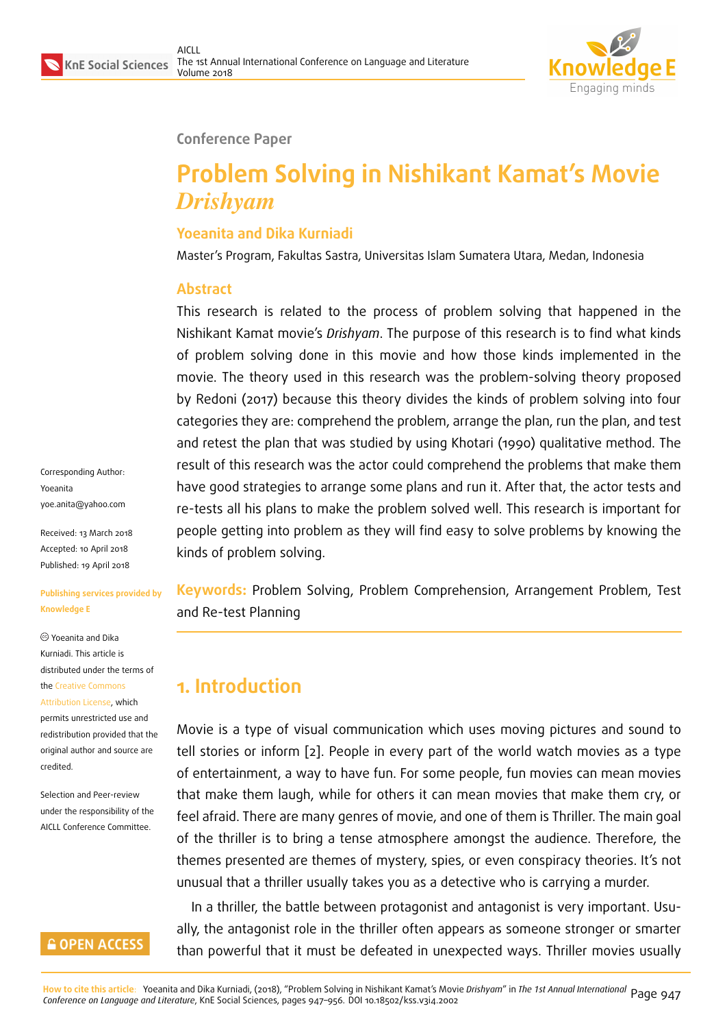Conference Paper

# Problem Solving in Nishikant Kamat's Movie *Drishyam*

**Yoeanita and Dika Kurniadi**

Master's Program, Fakultas Sastra, Universitas Islam Sumatera Utara, Medan, Indonesia

## Abstract

This research is related to the process of problem solving that happened in the Nishikant Kamat movie's *Drishyam*. The purpose of this research is to find what kinds of problem solving done in this movie and how those kinds implemented in the movie. The theory used in this research was the problem-solving theory proposed by Redoni (2017) because this theory divides the kinds of problem solving into four categories they are: comprehend the problem, arrange the plan, run the plan, and test and retest the plan that was studied by using Khotari (1990) qualitative method. The result of this research was the actor could comprehend the problems that make them have good strategies to arrange some plans and run it. After that, the actor tests and re-tests all his plans to make the problem solved well. This research is important for people getting into problem as they will find easy to solve problems by knowing the kinds of problem solving.

**Keywords:** Problem Solving, Problem Comprehension, Arrangement Problem, Test and Re-test Planning

Corresponding Author: Yoeanita yoe.anita@yahoo.com

Received: 13 March 2018
Accepted: 10 April 2018
Published: 19 April 2018

Publishing services provided by Knowledge E

© Yoeanita and Dika Kurniadi. This article is distributed under the terms of the Creative Commons Attribution License, which permits unrestricted use and redistribution provided that the original author and source are credited.

Selection and Peer-review under the responsibility of the AICLL Conference Committee.

## 1. Introduction

Movie is a type of visual communication which uses moving pictures and sound to tell stories or inform [2]. People in every part of the world watch movies as a type of entertainment, a way to have fun. For some people, fun movies can mean movies that make them laugh, while for others it can mean movies that make them cry, or feel afraid. There are many genres of movie, and one of them is Thriller. The main goal of the thriller is to bring a tense atmosphere amongst the audience. Therefore, the themes presented are themes of mystery, spies, or even conspiracy theories. It's not unusual that a thriller usually takes you as a detective who is carrying a murder.

In a thriller, the battle between protagonist and antagonist is very important. Usually, the antagonist role in the thriller often appears as someone stronger or smarter than powerful that it must be defeated in unexpected ways. Thriller movies usually

**How to cite this article:** Yoeanita and Dika Kurniadi, (2018), "Problem Solving in Nishikant Kamat's Movie *Drishyam*" in *The 1st Annual International Conference on Language and Literature*, KnE Social Sciences, pages 947–956. DOI 10.18502/kss.v3i4.2002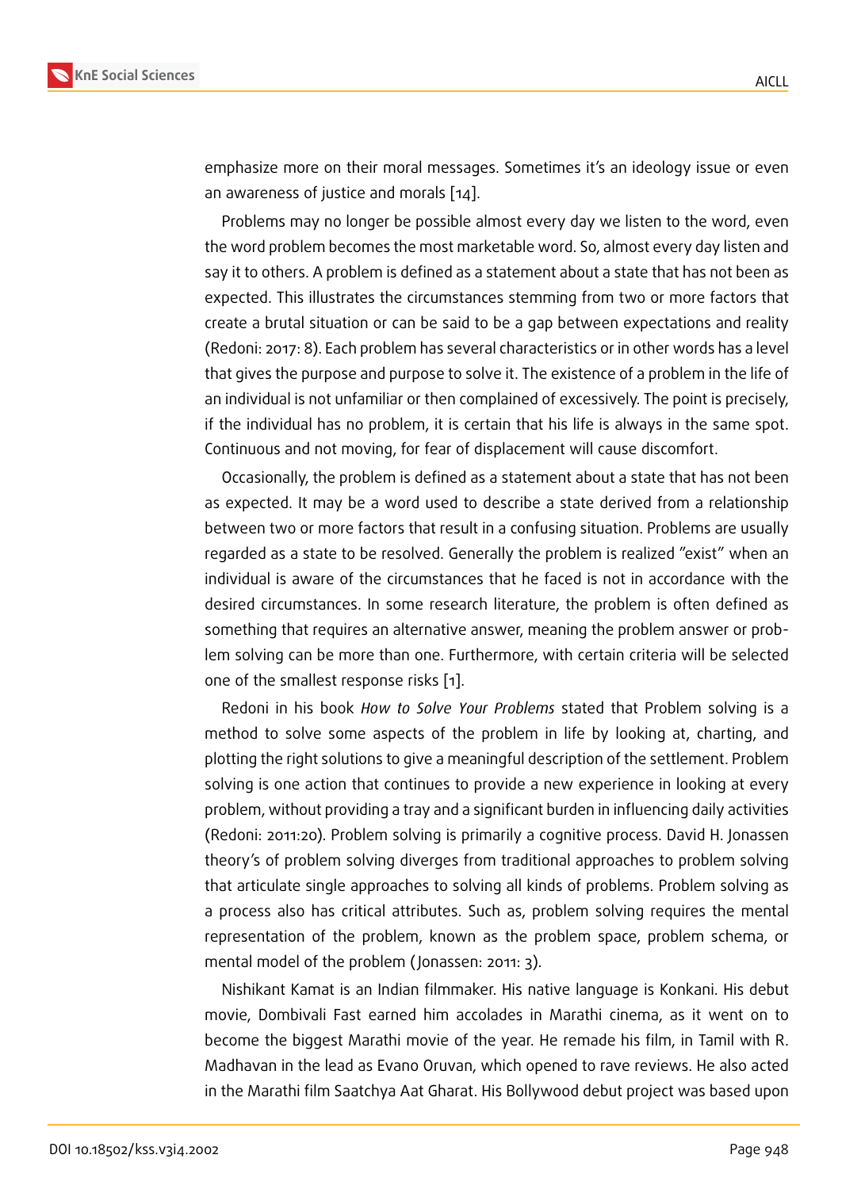emphasize more on their moral messages. Sometimes it's an ideology issue or even an awareness of justice and morals [14].

Problems may no longer be possible almost every day we listen to the word, even the word problem becomes the most marketable word. So, almost every day listen and say it to others. A problem is defined as a statement about a state that has not been as expected. This illustrates the circumstances stemming from two or more factors that create a brutal situation or can be said to be a gap between expectations and reality (Redoni: 2017: 8). Each problem has several characteristics or in other words has a level that gives the purpose and purpose to solve it. The existence of a problem in the life of an individual is not unfamiliar or then complained of excessively. The point is precisely, if the individual has no problem, it is certain that his life is always in the same spot. Continuous and not moving, for fear of displacement will cause discomfort.

Occasionally, the problem is defined as a statement about a state that has not been as expected. It may be a word used to describe a state derived from a relationship between two or more factors that result in a confusing situation. Problems are usually regarded as a state to be resolved. Generally the problem is realized "exist" when an individual is aware of the circumstances that he faced is not in accordance with the desired circumstances. In some research literature, the problem is often defined as something that requires an alternative answer, meaning the problem answer or problem solving can be more than one. Furthermore, with certain criteria will be selected one of the smallest response risks [1].

Redoni in his book *How to Solve Your Problems* stated that Problem solving is a method to solve some aspects of the problem in life by looking at, charting, and plotting the right solutions to give a meaningful description of the settlement. Problem solving is one action that continues to provide a new experience in looking at every problem, without providing a tray and a significant burden in influencing daily activities (Redoni: 2011:20). Problem solving is primarily a cognitive process. David H. Jonassen theory's of problem solving diverges from traditional approaches to problem solving that articulate single approaches to solving all kinds of problems. Problem solving as a process also has critical attributes. Such as, problem solving requires the mental representation of the problem, known as the problem space, problem schema, or mental model of the problem (Jonassen: 2011: 3).

Nishikant Kamat is an Indian filmmaker. His native language is Konkani. His debut movie, Dombivali Fast earned him accolades in Marathi cinema, as it went on to become the biggest Marathi movie of the year. He remade his film, in Tamil with R. Madhavan in the lead as Evano Oruvan, which opened to rave reviews. He also acted in the Marathi film Saatchya Aat Gharat. His Bollywood debut project was based upon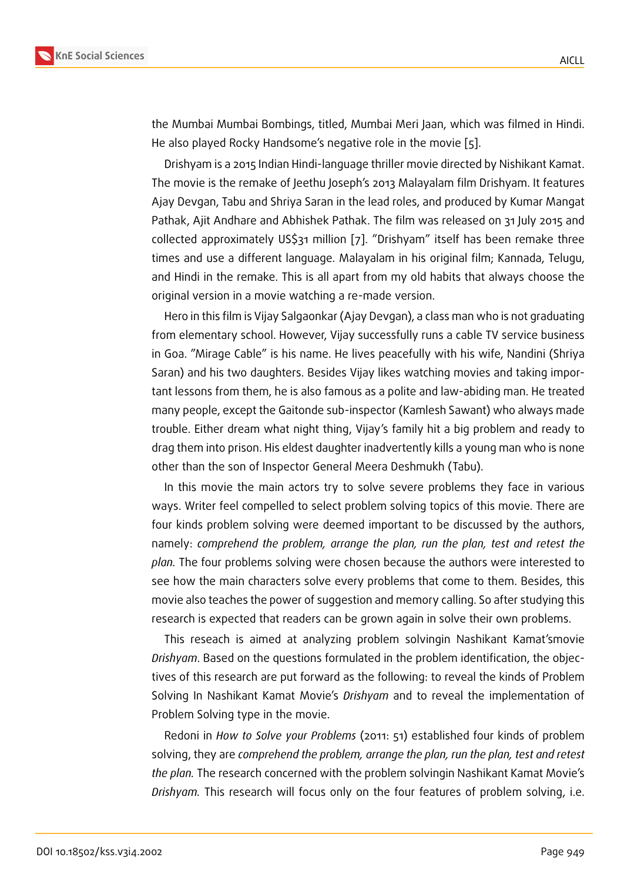the Mumbai Mumbai Bombings, titled, Mumbai Meri Jaan, which was filmed in Hindi. He also played Rocky Handsome's negative role in the movie [5].

Drishyam is a 2015 Indian Hindi-language thriller movie directed by Nishikant Kamat. The movie is the remake of Jeethu Joseph's 2013 Malayalam film Drishyam. It features Ajay Devgan, Tabu and Shriya Saran in the lead roles, and produced by Kumar Mangat Pathak, Ajit Andhare and Abhishek Pathak. The film was released on 31 July 2015 and collected approximately US$31 million [7]. "Drishyam" itself has been remake three times and use a different language. Malayalam in his original film; Kannada, Telugu, and Hindi in the remake. This is all apart from my old habits that always choose the original version in a movie watching a re-made version.

Hero in this film is Vijay Salgaonkar (Ajay Devgan), a class man who is not graduating from elementary school. However, Vijay successfully runs a cable TV service business in Goa. "Mirage Cable" is his name. He lives peacefully with his wife, Nandini (Shriya Saran) and his two daughters. Besides Vijay likes watching movies and taking important lessons from them, he is also famous as a polite and law-abiding man. He treated many people, except the Gaitonde sub-inspector (Kamlesh Sawant) who always made trouble. Either dream what night thing, Vijay's family hit a big problem and ready to drag them into prison. His eldest daughter inadvertently kills a young man who is none other than the son of Inspector General Meera Deshmukh (Tabu).

In this movie the main actors try to solve severe problems they face in various ways. Writer feel compelled to select problem solving topics of this movie. There are four kinds problem solving were deemed important to be discussed by the authors, namely: *comprehend the problem, arrange the plan, run the plan, test and retest the plan.* The four problems solving were chosen because the authors were interested to see how the main characters solve every problems that come to them. Besides, this movie also teaches the power of suggestion and memory calling. So after studying this research is expected that readers can be grown again in solve their own problems.

This reseach is aimed at analyzing problem solvingin Nashikant Kamat'smovie *Drishyam*. Based on the questions formulated in the problem identification, the objectives of this research are put forward as the following: to reveal the kinds of Problem Solving In Nashikant Kamat Movie's *Drishyam* and to reveal the implementation of Problem Solving type in the movie.

Redoni in *How to Solve your Problems* (2011: 51) established four kinds of problem solving, they are *comprehend the problem, arrange the plan, run the plan, test and retest the plan.* The research concerned with the problem solvingin Nashikant Kamat Movie's *Drishyam.* This research will focus only on the four features of problem solving, i.e.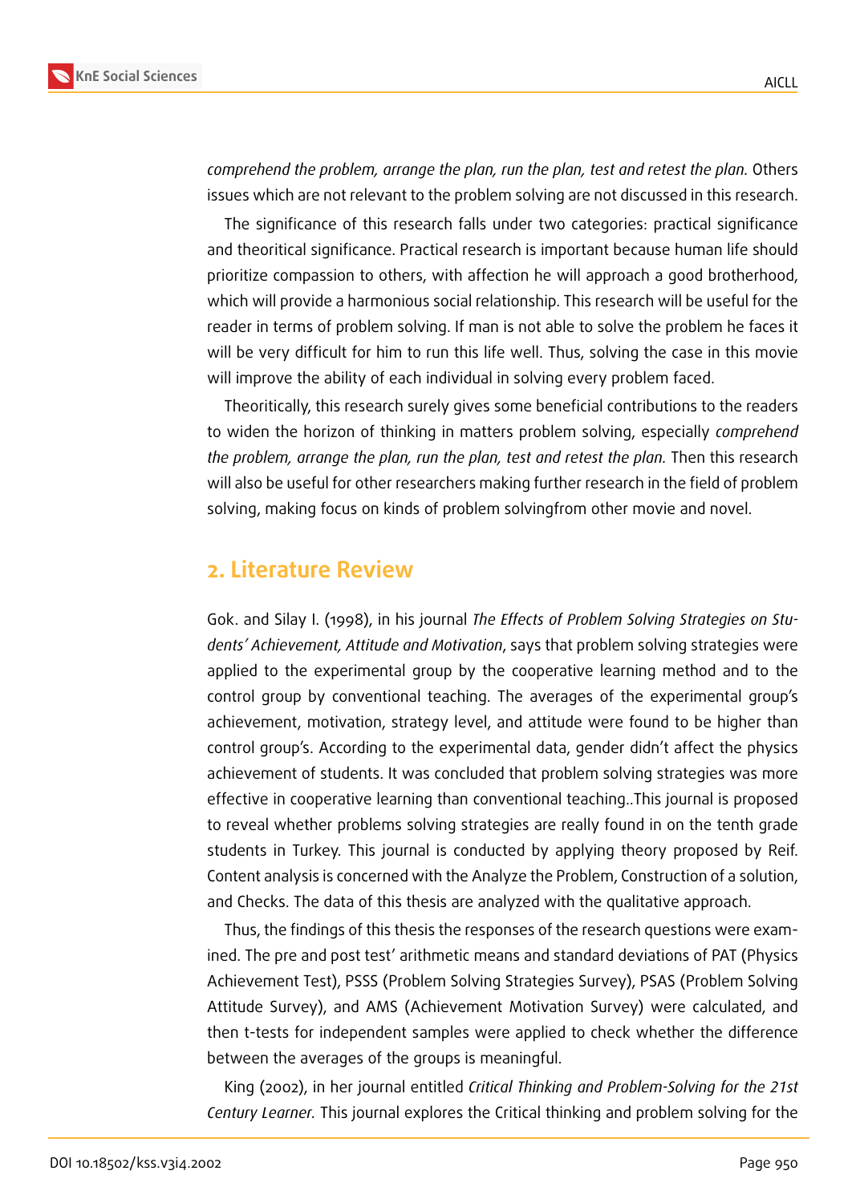*comprehend the problem, arrange the plan, run the plan, test and retest the plan.* Others issues which are not relevant to the problem solving are not discussed in this research.

The significance of this research falls under two categories: practical significance and theoritical significance. Practical research is important because human life should prioritize compassion to others, with affection he will approach a good brotherhood, which will provide a harmonious social relationship. This research will be useful for the reader in terms of problem solving. If man is not able to solve the problem he faces it will be very difficult for him to run this life well. Thus, solving the case in this movie will improve the ability of each individual in solving every problem faced.

Theoritically, this research surely gives some beneficial contributions to the readers to widen the horizon of thinking in matters problem solving, especially *comprehend the problem, arrange the plan, run the plan, test and retest the plan.* Then this research will also be useful for other researchers making further research in the field of problem solving, making focus on kinds of problem solvingfrom other movie and novel.

## 2. Literature Review

Gok. and Silay I. (1998), in his journal *The Effects of Problem Solving Strategies on Students' Achievement, Attitude and Motivation*, says that problem solving strategies were applied to the experimental group by the cooperative learning method and to the control group by conventional teaching. The averages of the experimental group's achievement, motivation, strategy level, and attitude were found to be higher than control group's. According to the experimental data, gender didn't affect the physics achievement of students. It was concluded that problem solving strategies was more effective in cooperative learning than conventional teaching..This journal is proposed to reveal whether problems solving strategies are really found in on the tenth grade students in Turkey. This journal is conducted by applying theory proposed by Reif. Content analysis is concerned with the Analyze the Problem, Construction of a solution, and Checks. The data of this thesis are analyzed with the qualitative approach.

Thus, the findings of this thesis the responses of the research questions were examined. The pre and post test' arithmetic means and standard deviations of PAT (Physics Achievement Test), PSSS (Problem Solving Strategies Survey), PSAS (Problem Solving Attitude Survey), and AMS (Achievement Motivation Survey) were calculated, and then t-tests for independent samples were applied to check whether the difference between the averages of the groups is meaningful.

King (2002), in her journal entitled *Critical Thinking and Problem-Solving for the 21st Century Learner.* This journal explores the Critical thinking and problem solving for the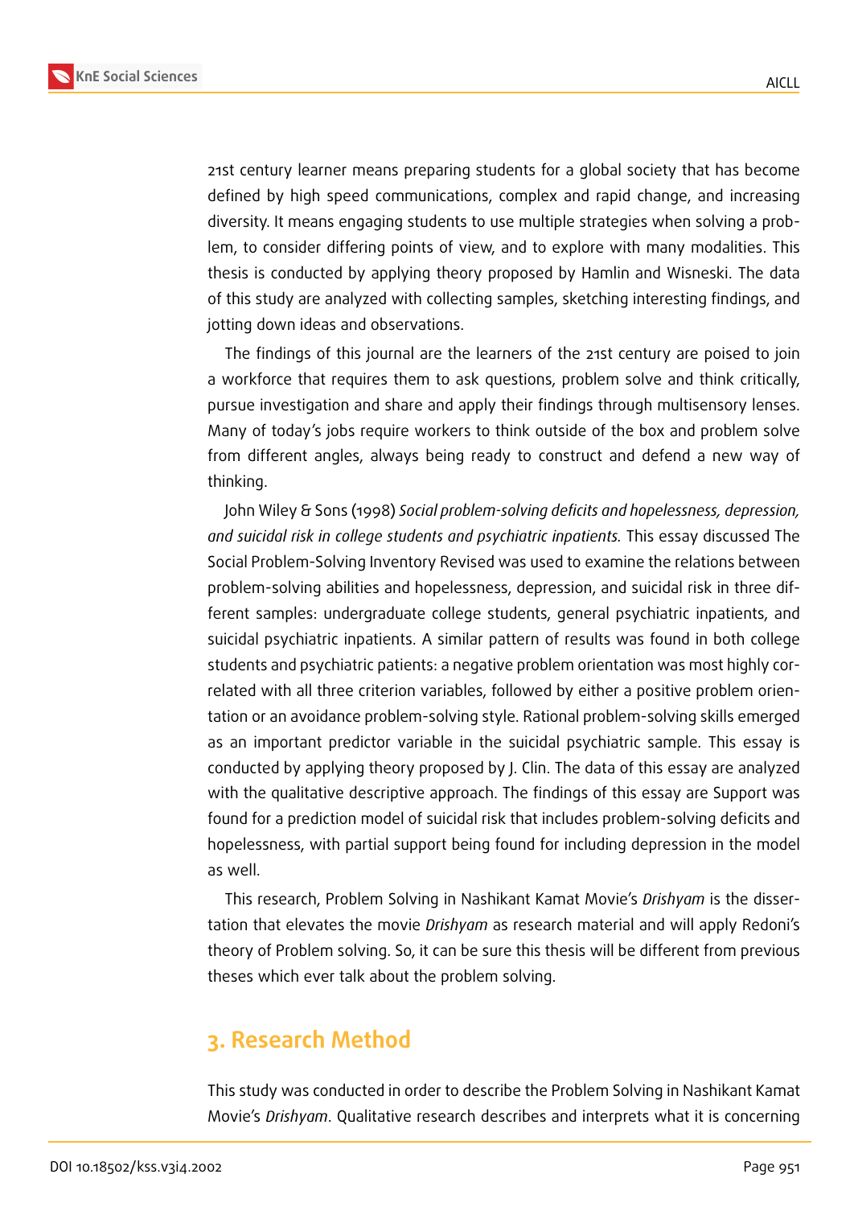21st century learner means preparing students for a global society that has become defined by high speed communications, complex and rapid change, and increasing diversity. It means engaging students to use multiple strategies when solving a problem, to consider differing points of view, and to explore with many modalities. This thesis is conducted by applying theory proposed by Hamlin and Wisneski. The data of this study are analyzed with collecting samples, sketching interesting findings, and jotting down ideas and observations.

The findings of this journal are the learners of the 21st century are poised to join a workforce that requires them to ask questions, problem solve and think critically, pursue investigation and share and apply their findings through multisensory lenses. Many of today's jobs require workers to think outside of the box and problem solve from different angles, always being ready to construct and defend a new way of thinking.

John Wiley & Sons (1998) *Social problem-solving deficits and hopelessness, depression, and suicidal risk in college students and psychiatric inpatients.* This essay discussed The Social Problem-Solving Inventory Revised was used to examine the relations between problem-solving abilities and hopelessness, depression, and suicidal risk in three different samples: undergraduate college students, general psychiatric inpatients, and suicidal psychiatric inpatients. A similar pattern of results was found in both college students and psychiatric patients: a negative problem orientation was most highly correlated with all three criterion variables, followed by either a positive problem orientation or an avoidance problem-solving style. Rational problem-solving skills emerged as an important predictor variable in the suicidal psychiatric sample. This essay is conducted by applying theory proposed by J. Clin. The data of this essay are analyzed with the qualitative descriptive approach. The findings of this essay are Support was found for a prediction model of suicidal risk that includes problem-solving deficits and hopelessness, with partial support being found for including depression in the model as well.

This research, Problem Solving in Nashikant Kamat Movie's *Drishyam* is the dissertation that elevates the movie *Drishyam* as research material and will apply Redoni's theory of Problem solving. So, it can be sure this thesis will be different from previous theses which ever talk about the problem solving.

## 3. Research Method

This study was conducted in order to describe the Problem Solving in Nashikant Kamat Movie's *Drishyam*. Qualitative research describes and interprets what it is concerning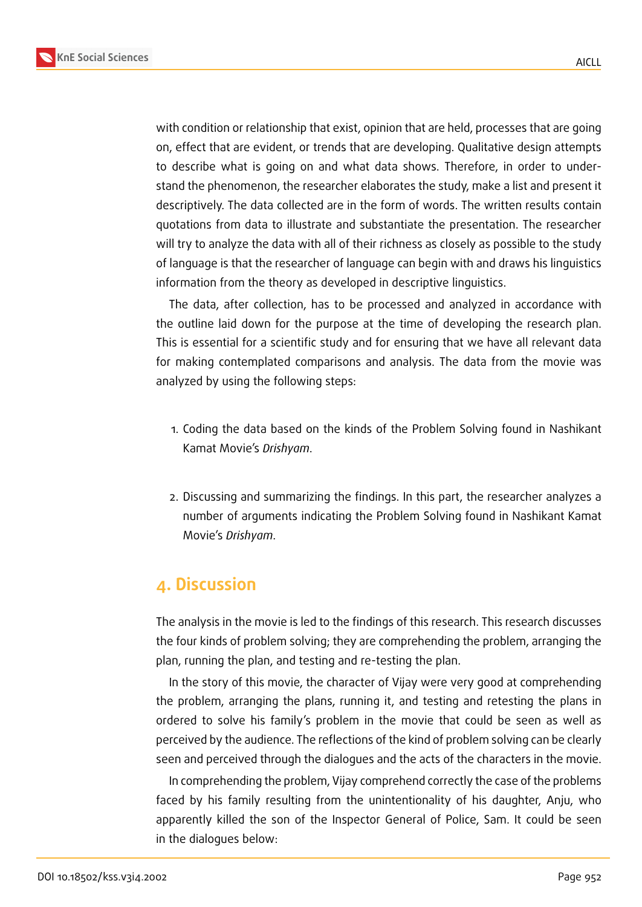with condition or relationship that exist, opinion that are held, processes that are going on, effect that are evident, or trends that are developing. Qualitative design attempts to describe what is going on and what data shows. Therefore, in order to understand the phenomenon, the researcher elaborates the study, make a list and present it descriptively. The data collected are in the form of words. The written results contain quotations from data to illustrate and substantiate the presentation. The researcher will try to analyze the data with all of their richness as closely as possible to the study of language is that the researcher of language can begin with and draws his linguistics information from the theory as developed in descriptive linguistics.

The data, after collection, has to be processed and analyzed in accordance with the outline laid down for the purpose at the time of developing the research plan. This is essential for a scientific study and for ensuring that we have all relevant data for making contemplated comparisons and analysis. The data from the movie was analyzed by using the following steps:

1. Coding the data based on the kinds of the Problem Solving found in Nashikant Kamat Movie's *Drishyam*.

2. Discussing and summarizing the findings. In this part, the researcher analyzes a number of arguments indicating the Problem Solving found in Nashikant Kamat Movie's *Drishyam*.

## 4. Discussion

The analysis in the movie is led to the findings of this research. This research discusses the four kinds of problem solving; they are comprehending the problem, arranging the plan, running the plan, and testing and re-testing the plan.

In the story of this movie, the character of Vijay were very good at comprehending the problem, arranging the plans, running it, and testing and retesting the plans in ordered to solve his family's problem in the movie that could be seen as well as perceived by the audience. The reflections of the kind of problem solving can be clearly seen and perceived through the dialogues and the acts of the characters in the movie.

In comprehending the problem, Vijay comprehend correctly the case of the problems faced by his family resulting from the unintentionality of his daughter, Anju, who apparently killed the son of the Inspector General of Police, Sam. It could be seen in the dialogues below: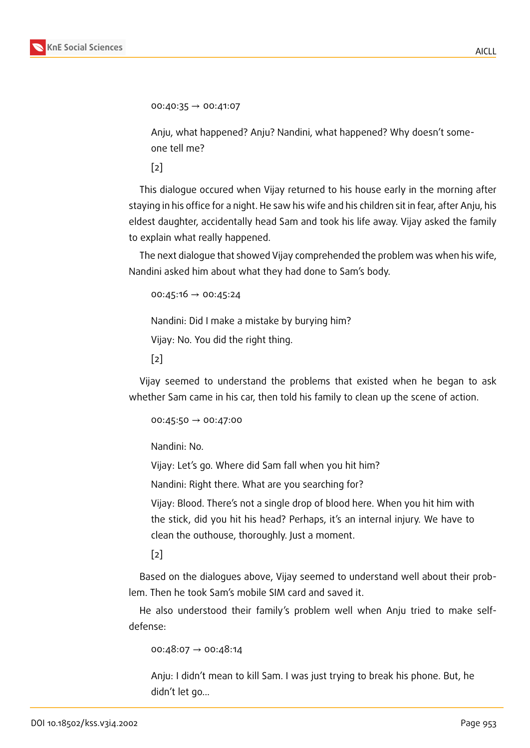00:40:35 → 00:41:07

Anju, what happened? Anju? Nandini, what happened? Why doesn't someone tell me?

[2]

This dialogue occured when Vijay returned to his house early in the morning after staying in his office for a night. He saw his wife and his children sit in fear, after Anju, his eldest daughter, accidentally head Sam and took his life away. Vijay asked the family to explain what really happened.

The next dialogue that showed Vijay comprehended the problem was when his wife, Nandini asked him about what they had done to Sam's body.

00:45:16 → 00:45:24

Nandini: Did I make a mistake by burying him?

Vijay: No. You did the right thing.

[2]

Vijay seemed to understand the problems that existed when he began to ask whether Sam came in his car, then told his family to clean up the scene of action.

00:45:50 → 00:47:00

Nandini: No.

Vijay: Let's go. Where did Sam fall when you hit him?

Nandini: Right there. What are you searching for?

Vijay: Blood. There's not a single drop of blood here. When you hit him with the stick, did you hit his head? Perhaps, it's an internal injury. We have to clean the outhouse, thoroughly. Just a moment.

[2]

Based on the dialogues above, Vijay seemed to understand well about their problem. Then he took Sam's mobile SIM card and saved it.

He also understood their family's problem well when Anju tried to make self-defense:

00:48:07 → 00:48:14

Anju: I didn't mean to kill Sam. I was just trying to break his phone. But, he didn't let go...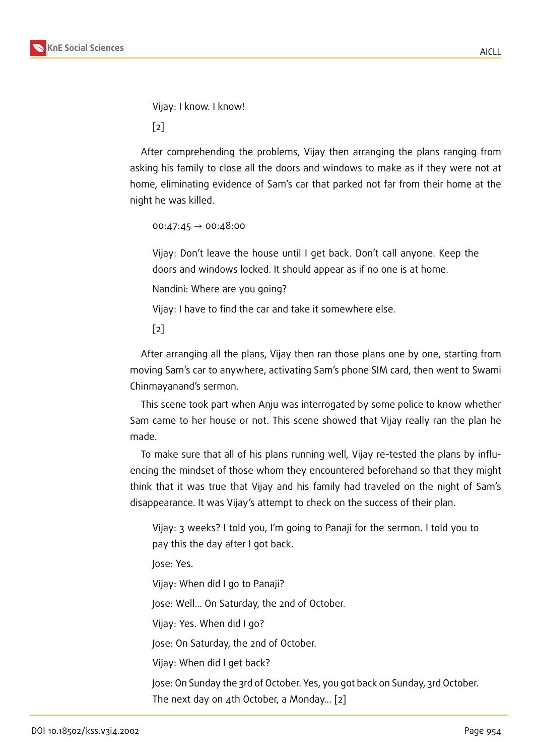Vijay: I know. I know!

[2]

After comprehending the problems, Vijay then arranging the plans ranging from asking his family to close all the doors and windows to make as if they were not at home, eliminating evidence of Sam's car that parked not far from their home at the night he was killed.

00:47:45 → 00:48:00

Vijay: Don't leave the house until I get back. Don't call anyone. Keep the doors and windows locked. It should appear as if no one is at home.

Nandini: Where are you going?

Vijay: I have to find the car and take it somewhere else.

[2]

After arranging all the plans, Vijay then ran those plans one by one, starting from moving Sam's car to anywhere, activating Sam's phone SIM card, then went to Swami Chinmayanand's sermon.

This scene took part when Anju was interrogated by some police to know whether Sam came to her house or not. This scene showed that Vijay really ran the plan he made.

To make sure that all of his plans running well, Vijay re-tested the plans by influencing the mindset of those whom they encountered beforehand so that they might think that it was true that Vijay and his family had traveled on the night of Sam's disappearance. It was Vijay's attempt to check on the success of their plan.

Vijay: 3 weeks? I told you, I'm going to Panaji for the sermon. I told you to pay this the day after I got back.

Jose: Yes.

Vijay: When did I go to Panaji?

Jose: Well... On Saturday, the 2nd of October.

Vijay: Yes. When did I go?

Jose: On Saturday, the 2nd of October.

Vijay: When did I get back?

Jose: On Sunday the 3rd of October. Yes, you got back on Sunday, 3rd October. The next day on 4th October, a Monday... [2]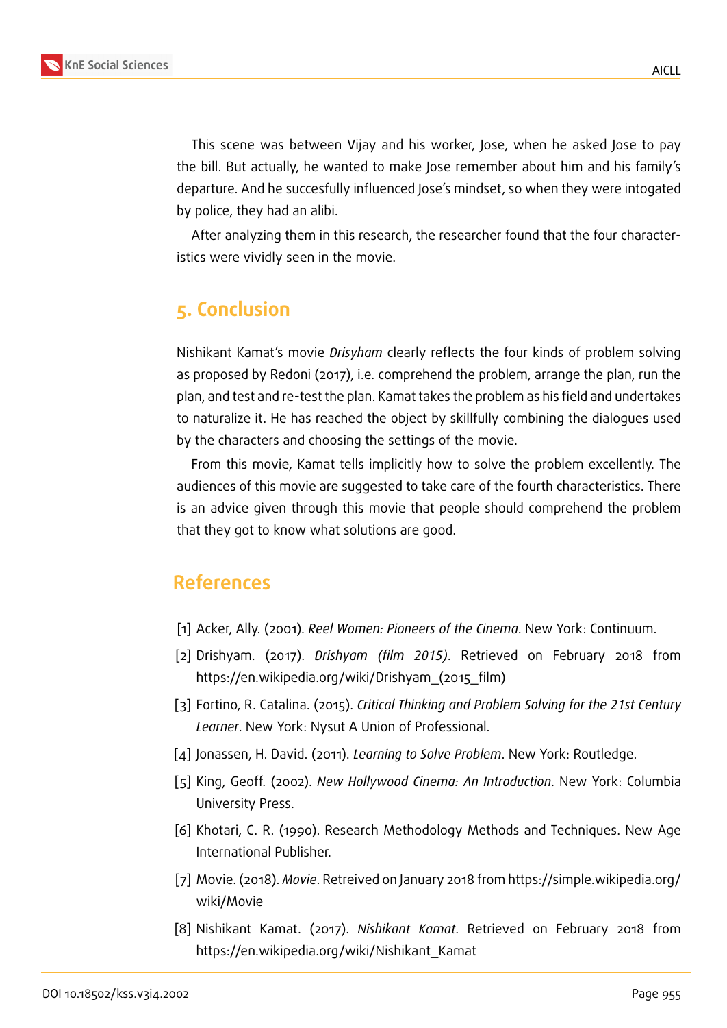This scene was between Vijay and his worker, Jose, when he asked Jose to pay the bill. But actually, he wanted to make Jose remember about him and his family's departure. And he succesfully influenced Jose's mindset, so when they were intogated by police, they had an alibi.

After analyzing them in this research, the researcher found that the four characteristics were vividly seen in the movie.

## 5. Conclusion

Nishikant Kamat's movie *Drisyham* clearly reflects the four kinds of problem solving as proposed by Redoni (2017), i.e. comprehend the problem, arrange the plan, run the plan, and test and re-test the plan. Kamat takes the problem as his field and undertakes to naturalize it. He has reached the object by skillfully combining the dialogues used by the characters and choosing the settings of the movie.

From this movie, Kamat tells implicitly how to solve the problem excellently. The audiences of this movie are suggested to take care of the fourth characteristics. There is an advice given through this movie that people should comprehend the problem that they got to know what solutions are good.

## References

[1] Acker, Ally. (2001). *Reel Women: Pioneers of the Cinema*. New York: Continuum.

[2] Drishyam. (2017). *Drishyam (film 2015)*. Retrieved on February 2018 from https://en.wikipedia.org/wiki/Drishyam_(2015_film)

[3] Fortino, R. Catalina. (2015). *Critical Thinking and Problem Solving for the 21st Century Learner*. New York: Nysut A Union of Professional.

[4] Jonassen, H. David. (2011). *Learning to Solve Problem*. New York: Routledge.

[5] King, Geoff. (2002). *New Hollywood Cinema: An Introduction*. New York: Columbia University Press.

[6] Khotari, C. R. (1990). Research Methodology Methods and Techniques. New Age International Publisher.

[7] Movie. (2018). *Movie*. Retreived on January 2018 from https://simple.wikipedia.org/wiki/Movie

[8] Nishikant Kamat. (2017). *Nishikant Kamat*. Retrieved on February 2018 from https://en.wikipedia.org/wiki/Nishikant_Kamat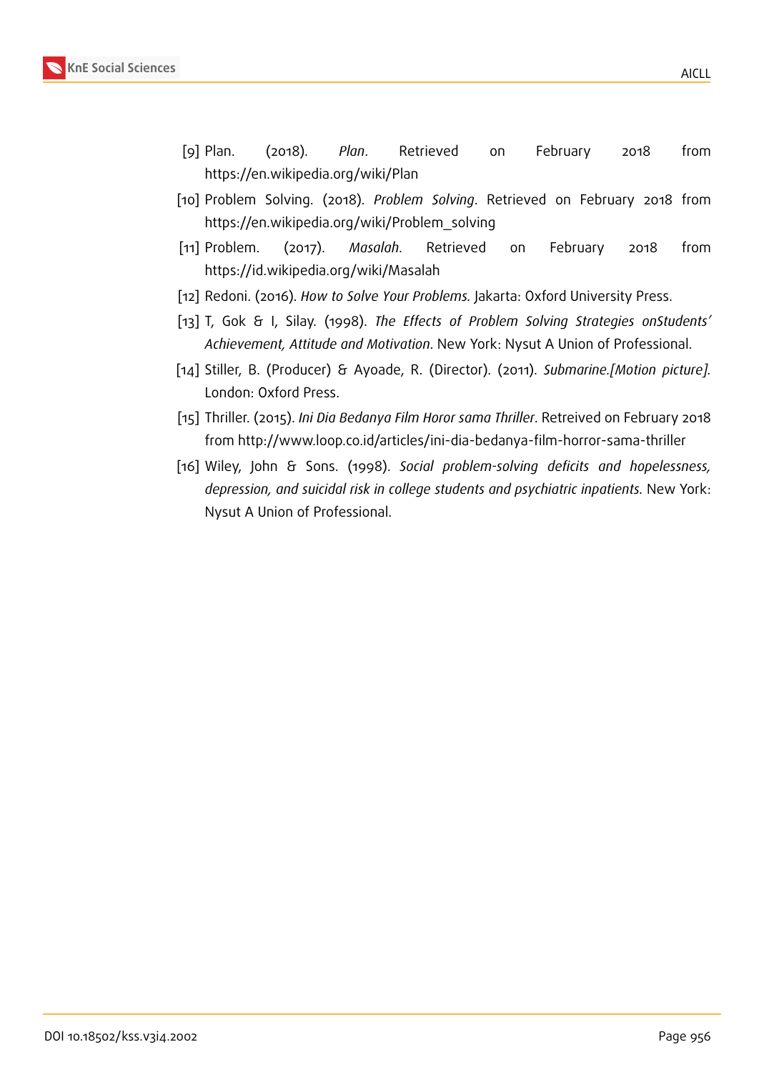[9] Plan. (2018). *Plan*. Retrieved on February 2018 from https://en.wikipedia.org/wiki/Plan

[10] Problem Solving. (2018). *Problem Solving*. Retrieved on February 2018 from https://en.wikipedia.org/wiki/Problem_solving

[11] Problem. (2017). *Masalah*. Retrieved on February 2018 from https://id.wikipedia.org/wiki/Masalah

[12] Redoni. (2016). *How to Solve Your Problems.* Jakarta: Oxford University Press.

[13] T, Gok & I, Silay. (1998). *The Effects of Problem Solving Strategies onStudents' Achievement, Attitude and Motivation*. New York: Nysut A Union of Professional.

[14] Stiller, B. (Producer) & Ayoade, R. (Director). (2011). *Submarine.[Motion picture].* London: Oxford Press.

[15] Thriller. (2015). *Ini Dia Bedanya Film Horor sama Thriller*. Retreived on February 2018 from http://www.loop.co.id/articles/ini-dia-bedanya-film-horror-sama-thriller

[16] Wiley, John & Sons. (1998). *Social problem-solving deficits and hopelessness, depression, and suicidal risk in college students and psychiatric inpatients*. New York: Nysut A Union of Professional.